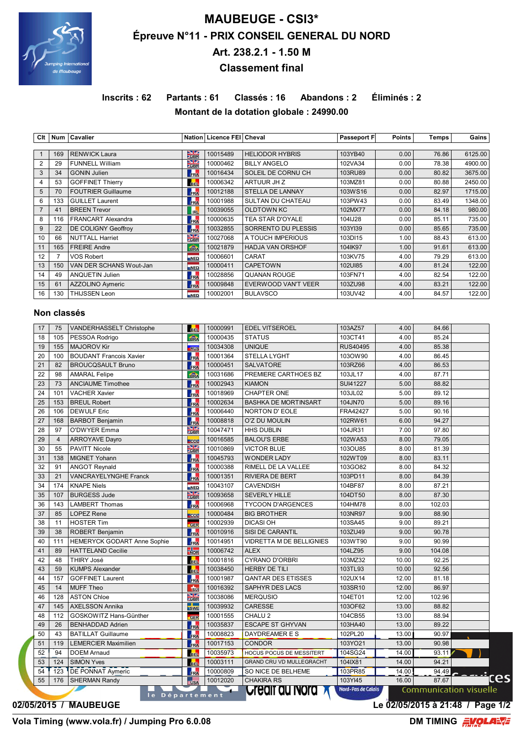# MAUBEUGE - CSI3*

## Épreuve N°11 - PRIX CONSEIL GENERAL DU NORD

## Art. 238.2.1 - 1.50 M

## Classement final

**Inscrits : 62 Partants : 61 Classés : 16 Abandons : 2 Éliminés : 2**

**Montant de la dotation globale : 24990.00**

| Clt | Num | Cavalier | Nation | Licence FEI | Cheval | Passeport F | Points | Temps | Gains |
|---|---|---|---|---|---|---|---|---|---|
| 1 | 169 | RENWICK Laura | GBR | 10015489 | HELIODOR HYBRIS | 103YB40 | 0.00 | 76.86 | 6125.00 |
| 2 | 29 | FUNNELL William | GBR | 10000462 | BILLY ANGELO | 102VA34 | 0.00 | 78.38 | 4900.00 |
| 3 | 34 | GONIN Julien | FRA | 10016434 | SOLEIL DE CORNU CH | 103RU89 | 0.00 | 80.82 | 3675.00 |
| 4 | 53 | GOFFINET Thierry | BEL | 10006342 | ARTUUR JH Z | 103MZ81 | 0.00 | 80.88 | 2450.00 |
| 5 | 70 | FOUTRIER Guillaume | FRA | 10012188 | STELLA DE LANNAY | 103WS16 | 0.00 | 82.97 | 1715.00 |
| 6 | 133 | GUILLET Laurent | FRA | 10001988 | SULTAN DU CHATEAU | 103PW43 | 0.00 | 83.49 | 1348.00 |
| 7 | 41 | BREEN Trevor | IRL | 10039055 | OLDTOWN KC | 102MX77 | 0.00 | 84.18 | 980.00 |
| 8 | 116 | FRANCART Alexandra | FRA | 10000635 | TEA STAR D'OYALE | 104IJ28 | 0.00 | 85.11 | 735.00 |
| 9 | 22 | DE COLIGNY Geoffroy | FRA | 10032855 | SORRENTO DU PLESSIS | 103YI39 | 0.00 | 85.65 | 735.00 |
| 10 | 66 | NUTTALL Harriet | GBR | 10027068 | A TOUCH IMPERIOUS | 103DI15 | 1.00 | 88.43 | 613.00 |
| 11 | 165 | FREIRE Andre | BRA | 10021879 | HADJA VAN ORSHOF | 104IK97 | 1.00 | 91.61 | 613.00 |
| 12 | 7 | VOS Robert | NED | 10006601 | CARAT | 103KV75 | 4.00 | 79.29 | 613.00 |
| 13 | 150 | VAN DER SCHANS Wout-Jan | NED | 10000411 | CAPETOWN | 102UI85 | 4.00 | 81.24 | 122.00 |
| 14 | 49 | ANQUETIN Julien | FRA | 10028856 | QUANAN ROUGE | 103FN71 | 4.00 | 82.54 | 122.00 |
| 15 | 61 | AZZOLINO Aymeric | FRA | 10009848 | EVERWOOD VAN'T VEER | 103ZU98 | 4.00 | 83.21 | 122.00 |
| 16 | 130 | THIJSSEN Leon | NED | 10002001 | BULAVSCO | 103UV42 | 4.00 | 84.57 | 122.00 |

### Non classés

| Clt | Num | Cavalier | Nation | Licence FEI | Cheval | Passeport F | Points | Temps | Gains |
|---|---|---|---|---|---|---|---|---|---|
| 17 | 75 | VANDERHASSELT Christophe | BEL | 10000991 | EDEL VITSEROEL | 103AZ57 | 4.00 | 84.66 | |
| 18 | 105 | PESSOA Rodrigo | BRA | 10000435 | STATUS | 103CT41 | 4.00 | 85.24 | |
| 19 | 155 | MAJOROV Kir | RUS | 10034308 | UNIQUE | RUS40495 | 4.00 | 85.38 | |
| 20 | 100 | BOUDANT Francois Xavier | FRA | 10001364 | STELLA LYGHT | 103OW90 | 4.00 | 86.45 | |
| 21 | 82 | BROUCQSAULT Bruno | FRA | 10000451 | SALVATORE | 103RZ66 | 4.00 | 86.53 | |
| 22 | 98 | AMARAL Felipe | BRA | 10031686 | PREMIERE CARTHOES BZ | 103JL17 | 4.00 | 87.71 | |
| 23 | 73 | ANCIAUME Timothee | FRA | 10002943 | KIAMON | SUI41227 | 5.00 | 88.82 | |
| 24 | 101 | VACHER Xavier | FRA | 10018969 | CHAPTER ONE | 103JL02 | 5.00 | 89.12 | |
| 25 | 153 | BREUL Robert | FRA | 10002634 | BASHKA DE MORTINSART | 104JN70 | 5.00 | 89.16 | |
| 26 | 106 | DEWULF Eric | FRA | 10006440 | NORTON D' EOLE | FRA42427 | 5.00 | 90.16 | |
| 27 | 168 | BARBOT Benjamin | FRA | 10008818 | O'Z DU MOULIN | 102RW61 | 6.00 | 94.27 | |
| 28 | 97 | O'DWYER Emma | GBR | 10047471 | HHS DUBLIN | 104JR31 | 7.00 | 97.80 | |
| 29 | 4 | ARROYAVE Dayro | COL | 10016585 | BALOU'S ERBE | 102WA53 | 8.00 | 79.05 | |
| 30 | 55 | PAVITT Nicole | GBR | 10010869 | VICTOR BLUE | 103OU85 | 8.00 | 81.39 | |
| 31 | 138 | MIGNET Yohann | FRA | 10045793 | WONDER LADY | 102WT09 | 8.00 | 83.11 | |
| 32 | 91 | ANGOT Reynald | FRA | 10000388 | RIMELL DE LA VALLEE | 103GO82 | 8.00 | 84.32 | |
| 33 | 21 | VANCRAYELYNGHE Franck | FRA | 10001351 | RIVIERA DE BERT | 103PD11 | 8.00 | 84.39 | |
| 34 | 174 | KNAPE Niels | NED | 10043107 | CAVENDISH | 104BF87 | 8.00 | 87.21 | |
| 35 | 107 | BURGESS Jude | GBR | 10093658 | SEVERLY HILLE | 104DT50 | 8.00 | 87.30 | |
| 36 | 143 | LAMBERT Thomas | FRA | 10006968 | TYCOON D'ARGENCES | 104HM78 | 8.00 | 102.03 | |
| 37 | 85 | LOPEZ Rene | COL | 10000484 | BIG BROTHER | 103NR97 | 9.00 | 88.90 | |
| 38 | 11 | HOSTER Tim | GER | 10002939 | DICASI OH | 103SA45 | 9.00 | 89.21 | |
| 39 | 38 | ROBERT Benjamin | FRA | 10010916 | SISI DE CARANTIL | 103ZU49 | 9.00 | 90.78 | |
| 40 | 111 | HEMERYCK GODART Anne Sophie | FRA | 10014951 | VIDRETTA M DE BELLIGNIES | 103WT90 | 9.00 | 90.99 | |
| 41 | 89 | HATTELAND Cecilie | NOR | 10006742 | ALEX | 104LZ95 | 9.00 | 104.08 | |
| 42 | 48 | THIRY José | BEL | 10001816 | CYRANO D'ORBRI | 103MZ32 | 10.00 | 92.25 | |
| 43 | 59 | KUMPS Alexander | BEL | 10038450 | HERBY DE TILI | 103TL93 | 10.00 | 92.56 | |
| 44 | 157 | GOFFINET Laurent | FRA | 10001987 | QANTAR DES ETISSES | 102UX14 | 12.00 | 81.18 | |
| 45 | 14 | MUFF Theo | SUI | 10016392 | SAPHYR DES LACS | 103SR10 | 12.00 | 86.97 | |
| 46 | 128 | ASTON Chloe | GBR | 10038086 | MERQUSIO | 104ET01 | 12.00 | 102.96 | |
| 47 | 145 | AXELSSON Annika | SWE | 10039932 | CARESSE | 103OF62 | 13.00 | 88.82 | |
| 48 | 112 | GOSKOWITZ Hans-Günther | GER | 10001555 | CHALU 2 | 104CB55 | 13.00 | 88.94 | |
| 49 | 26 | BENHADDAD Adrien | FRA | 10035837 | ESCAPE ST GHYVAN | 103HA40 | 13.00 | 89.22 | |
| 50 | 43 | BATILLAT Guillaume | FRA | 10008823 | DAYDREAMER E S | 102PL20 | 13.00 | 90.97 | |
| 51 | 119 | LEMERCIER Maximilien | FRA | 10017153 | CONDOR | 103YO21 | 13.00 | 90.98 | |
| 52 | 94 | DOEM Arnaud | BEL | 10035973 | HOCUS POCUS DE MESSITERT | 104SG24 | 14.00 | 93.11 | |
| 53 | 124 | SIMON Yves | BEL | 10003111 | GRAND CRU VD MULLEGRACHT | 104IX81 | 14.00 | 94.21 | |
| 54 | 123 | DE PONNAT Aymeric | FRA | 10000809 | SO NICE DE BELHEME | 103PR85 | 14.00 | 94.49 | |
| 55 | 176 | SHERMAN Randy | USA | 10012020 | CHAKIRA RS | 103YI45 | 16.00 | 87.67 | |

**02/05/2015 / MAUBEUGE** — **Le 02/05/2015 à 21:48**

**Vola Timing (www.vola.fr) / Jumping Pro 6.0.08** — **DM TIMING**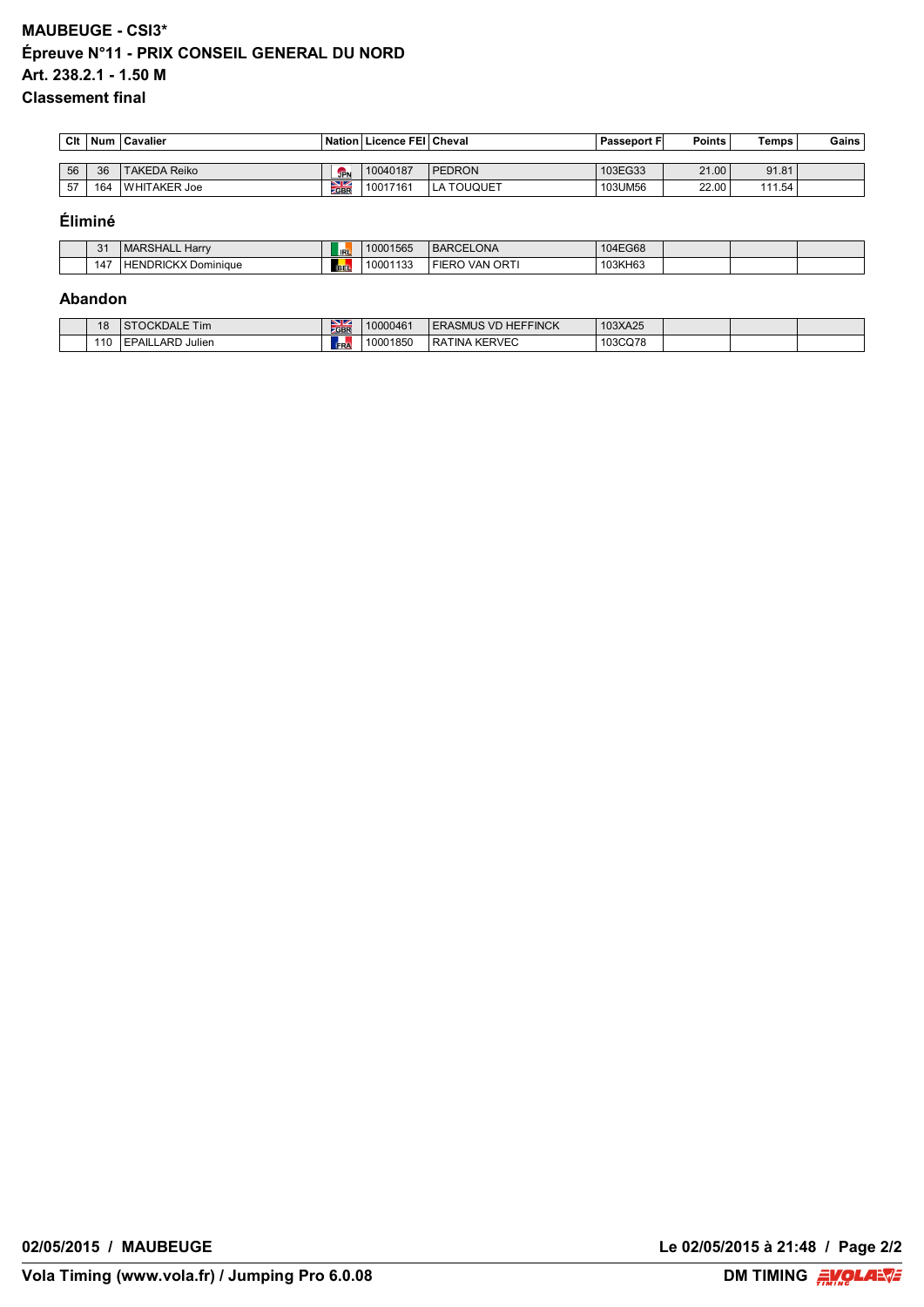# MAUBEUGE - CSI3*

## Épreuve N°11 - PRIX CONSEIL GENERAL DU NORD

## Art. 238.2.1 - 1.50 M

## Classement final

| Clt | Num | Cavalier | Nation | Licence FEI | Cheval | Passeport F | Points | Temps | Gains |
|---|---|---|---|---|---|---|---|---|---|
| 56 | 36 | TAKEDA Reiko | JPN | 10040187 | PEDRON | 103EG33 | 21.00 | 91.81 | |
| 57 | 164 | WHITAKER Joe | GBR | 10017161 | LA TOUQUET | 103UM56 | 22.00 | 111.54 | |

### Éliminé

| Clt | Num | Cavalier | Nation | Licence FEI | Cheval | Passeport F | Points | Temps | Gains |
|---|---|---|---|---|---|---|---|---|---|
| | 31 | MARSHALL Harry | IRL | 10001565 | BARCELONA | 104EG68 | | | |
| | 147 | HENDRICKX Dominique | BEL | 10001133 | FIERO VAN ORTI | 103KH63 | | | |

### Abandon

| Clt | Num | Cavalier | Nation | Licence FEI | Cheval | Passeport F | Points | Temps | Gains |
|---|---|---|---|---|---|---|---|---|---|
| | 18 | STOCKDALE Tim | GBR | 10000461 | ERASMUS VD HEFFINCK | 103XA25 | | | |
| | 110 | EPAILLARD Julien | FRA | 10001850 | RATINA KERVEC | 103CQ78 | | | |

**02/05/2015 / MAUBEUGE** — **Le 02/05/2015 à 21:48**

**Vola Timing (www.vola.fr) / Jumping Pro 6.0.08** — **DM TIMING**